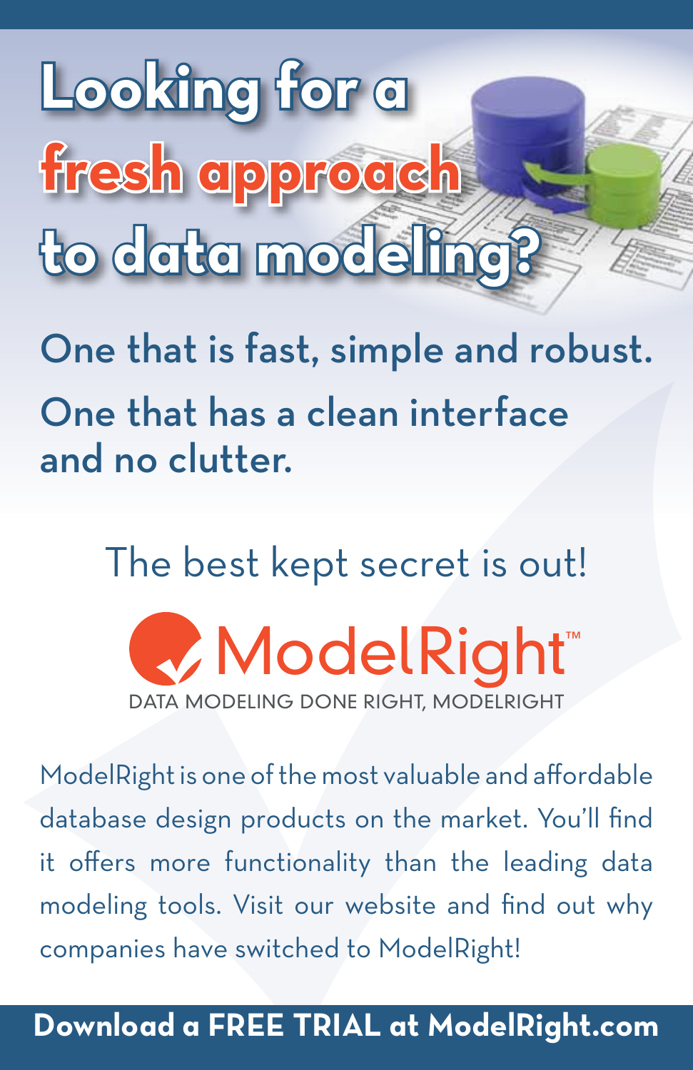# Looking for a fresh approach to data modeling?

## One that is fast, simple and robust.

## One that has a clean interface and no clutter.

The best kept secret is out!

**ModelRight™**

DATA MODELING DONE RIGHT, MODELRIGHT

ModelRight is one of the most valuable and affordable database design products on the market. You'll find it offers more functionality than the leading data modeling tools. Visit our website and find out why companies have switched to ModelRight!

**Download a FREE TRIAL at ModelRight.com**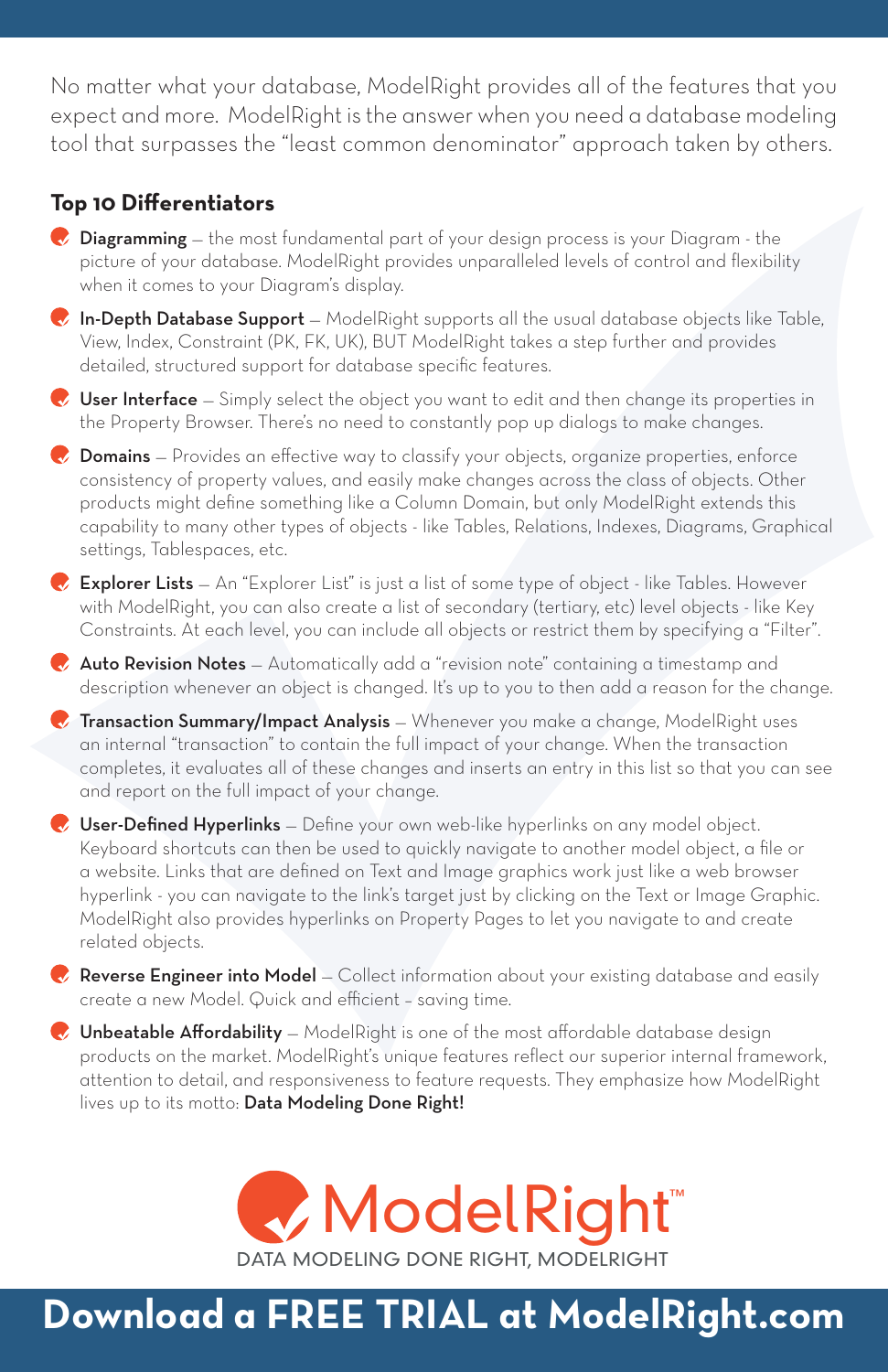No matter what your database, ModelRight provides all of the features that you expect and more. ModelRight is the answer when you need a database modeling tool that surpasses the "least common denominator" approach taken by others.

## Top 10 Differentiators

- **Diagramming** – the most fundamental part of your design process is your Diagram - the picture of your database. ModelRight provides unparalleled levels of control and flexibility when it comes to your Diagram's display.
- **In-Depth Database Support** – ModelRight supports all the usual database objects like Table, View, Index, Constraint (PK, FK, UK), BUT ModelRight takes a step further and provides detailed, structured support for database specific features.
- **User Interface** – Simply select the object you want to edit and then change its properties in the Property Browser. There's no need to constantly pop up dialogs to make changes.
- **Domains** – Provides an effective way to classify your objects, organize properties, enforce consistency of property values, and easily make changes across the class of objects. Other products might define something like a Column Domain, but only ModelRight extends this capability to many other types of objects - like Tables, Relations, Indexes, Diagrams, Graphical settings, Tablespaces, etc.
- **Explorer Lists** – An "Explorer List" is just a list of some type of object - like Tables. However with ModelRight, you can also create a list of secondary (tertiary, etc) level objects - like Key Constraints. At each level, you can include all objects or restrict them by specifying a "Filter".
- **Auto Revision Notes** – Automatically add a "revision note" containing a timestamp and description whenever an object is changed. It's up to you to then add a reason for the change.
- **Transaction Summary/Impact Analysis** – Whenever you make a change, ModelRight uses an internal "transaction" to contain the full impact of your change. When the transaction completes, it evaluates all of these changes and inserts an entry in this list so that you can see and report on the full impact of your change.
- **User-Defined Hyperlinks** – Define your own web-like hyperlinks on any model object. Keyboard shortcuts can then be used to quickly navigate to another model object, a file or a website. Links that are defined on Text and Image graphics work just like a web browser hyperlink - you can navigate to the link's target just by clicking on the Text or Image Graphic. ModelRight also provides hyperlinks on Property Pages to let you navigate to and create related objects.
- **Reverse Engineer into Model** – Collect information about your existing database and easily create a new Model. Quick and efficient - saving time.
- **Unbeatable Affordability** – ModelRight is one of the most affordable database design products on the market. ModelRight's unique features reflect our superior internal framework, attention to detail, and responsiveness to feature requests. They emphasize how ModelRight lives up to its motto: **Data Modeling Done Right!**

ModelRight™

DATA MODELING DONE RIGHT, MODELRIGHT

# Download a FREE TRIAL at ModelRight.com